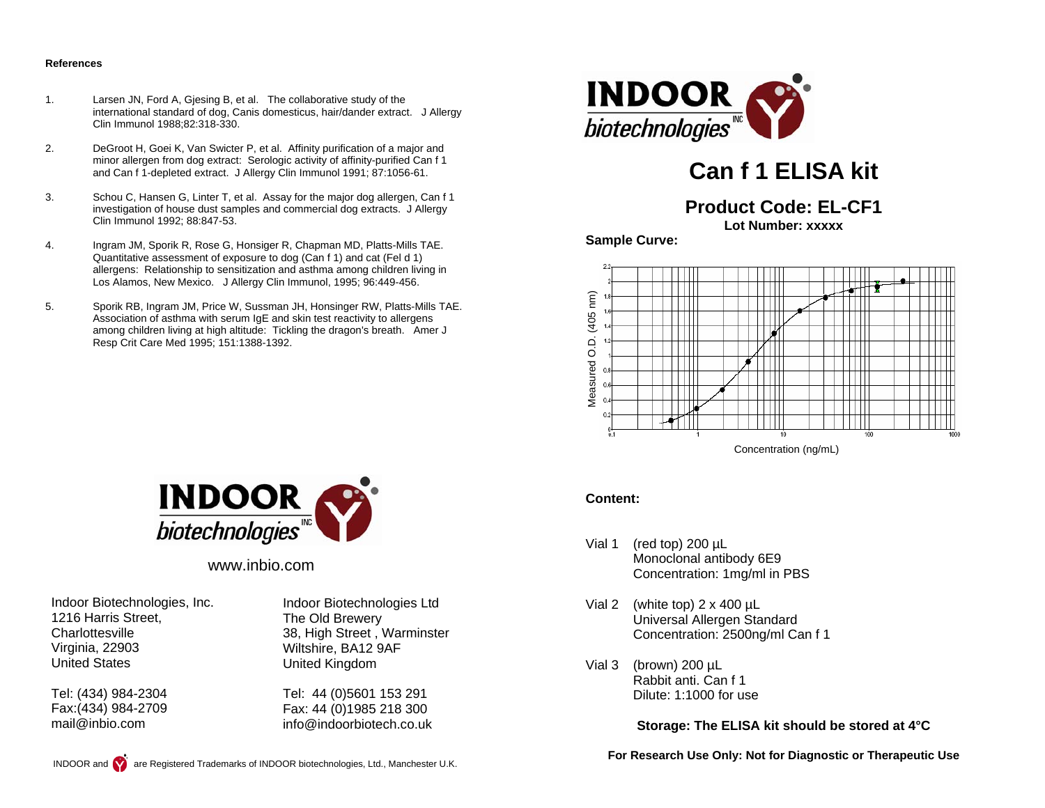**References**

1. Larsen JN, Ford A, Gjesing B, et al. The collaborative study of the international standard of dog, Canis domesticus, hair/dander extract. J Allergy Clin Immunol 1988;82:318-330.

2. DeGroot H, Goei K, Van Swicter P, et al. Affinity purification of a major and minor allergen from dog extract: Serologic activity of affinity-purified Can f 1 and Can f 1-depleted extract. J Allergy Clin Immunol 1991; 87:1056-61.

3. Schou C, Hansen G, Linter T, et al. Assay for the major dog allergen, Can f 1 investigation of house dust samples and commercial dog extracts. J Allergy Clin Immunol 1992; 88:847-53.

4. Ingram JM, Sporik R, Rose G, Honsiger R, Chapman MD, Platts-Mills TAE. Quantitative assessment of exposure to dog (Can f 1) and cat (Fel d 1) allergens: Relationship to sensitization and asthma among children living in Los Alamos, New Mexico. J Allergy Clin Immunol, 1995; 96:449-456.

5. Sporik RB, Ingram JM, Price W, Sussman JH, Honsinger RW, Platts-Mills TAE. Association of asthma with serum IgE and skin test reactivity to allergens among children living at high altitude: Tickling the dragon's breath. Amer J Resp Crit Care Med 1995; 151:1388-1392.

INDOOR biotechnologies INC

www.inbio.com

Indoor Biotechnologies, Inc.
1216 Harris Street,
Charlottesville
Virginia, 22903
United States

Tel: (434) 984-2304
Fax:(434) 984-2709
mail@inbio.com

Indoor Biotechnologies Ltd
The Old Brewery
38, High Street , Warminster
Wiltshire, BA12 9AF
United Kingdom

Tel: 44 (0)5601 153 291
Fax: 44 (0)1985 218 300
info@indoorbiotech.co.uk

INDOOR and [logo] are Registered Trademarks of INDOOR biotechnologies, Ltd., Manchester U.K.

INDOOR biotechnologies INC

# Can f 1 ELISA kit

## Product Code: EL-CF1

**Lot Number: xxxxx**

**Sample Curve:**

Measured O.D. (405 nm) vs. Concentration (ng/mL)

**Content:**

Vial 1 (red top) 200 µL
Monoclonal antibody 6E9
Concentration: 1mg/ml in PBS

Vial 2 (white top) 2 x 400 µL
Universal Allergen Standard
Concentration: 2500ng/ml Can f 1

Vial 3 (brown) 200 µL
Rabbit anti. Can f 1
Dilute: 1:1000 for use

**Storage: The ELISA kit should be stored at 4°C**

**For Research Use Only: Not for Diagnostic or Therapeutic Use**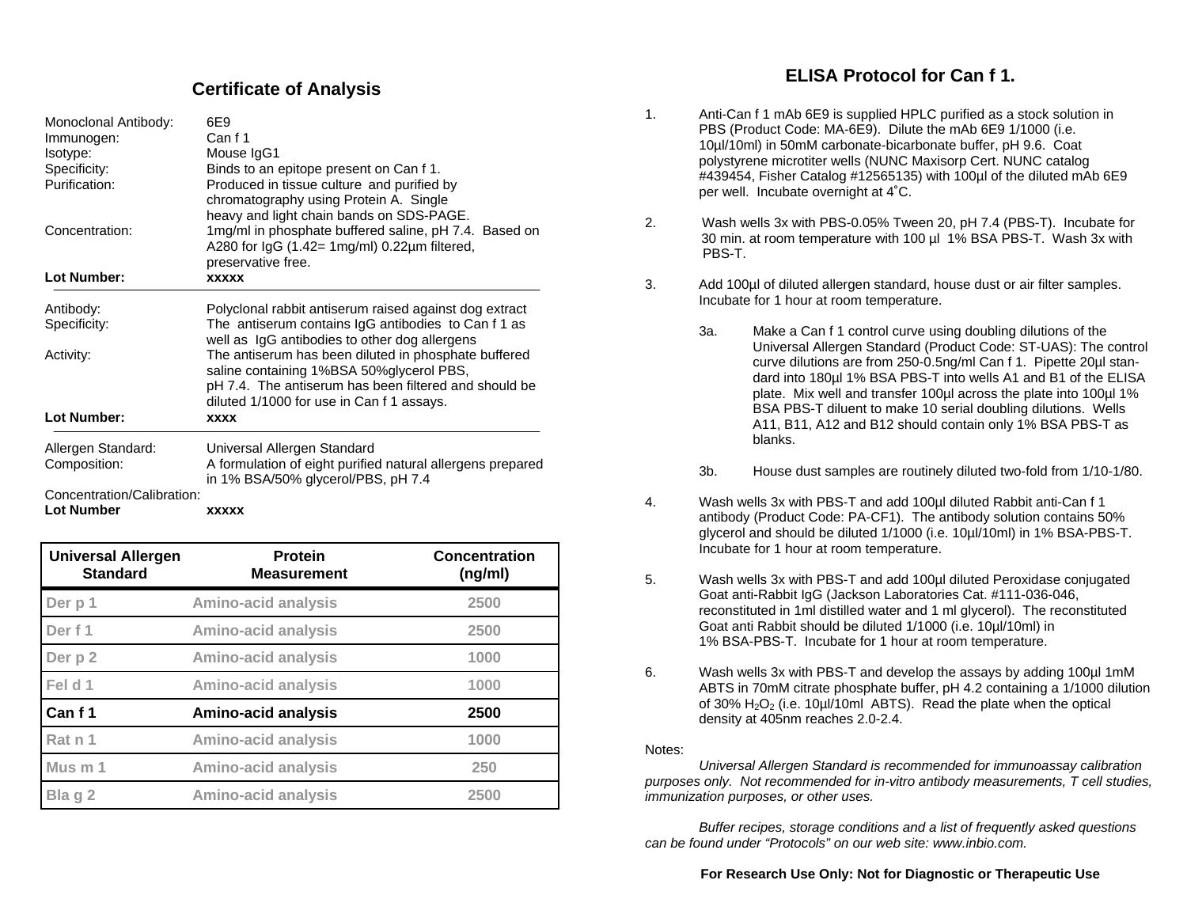## Certificate of Analysis

| | |
|---|---|
| Monoclonal Antibody: | 6E9 |
| Immunogen: | Can f 1 |
| Isotype: | Mouse IgG1 |
| Specificity: | Binds to an epitope present on Can f 1. |
| Purification: | Produced in tissue culture and purified by chromatography using Protein A. Single heavy and light chain bands on SDS-PAGE. |
| Concentration: | 1mg/ml in phosphate buffered saline, pH 7.4. Based on A280 for IgG (1.42= 1mg/ml) 0.22µm filtered, preservative free. |
| **Lot Number:** | **xxxxx** |

| | |
|---|---|
| Antibody: | Polyclonal rabbit antiserum raised against dog extract |
| Specificity: | The antiserum contains IgG antibodies to Can f 1 as well as IgG antibodies to other dog allergens |
| Activity: | The antiserum has been diluted in phosphate buffered saline containing 1%BSA 50%glycerol PBS, pH 7.4. The antiserum has been filtered and should be diluted 1/1000 for use in Can f 1 assays. |
| **Lot Number:** | **xxxx** |

| | |
|---|---|
| Allergen Standard: | Universal Allergen Standard |
| Composition: | A formulation of eight purified natural allergens prepared in 1% BSA/50% glycerol/PBS, pH 7.4 |
| Concentration/Calibration: | |
| **Lot Number** | **xxxxx** |

| Universal Allergen Standard | Protein Measurement | Concentration (ng/ml) |
|---|---|---|
| Der p 1 | Amino-acid analysis | 2500 |
| Der f 1 | Amino-acid analysis | 2500 |
| Der p 2 | Amino-acid analysis | 1000 |
| Fel d 1 | Amino-acid analysis | 1000 |
| **Can f 1** | **Amino-acid analysis** | **2500** |
| Rat n 1 | Amino-acid analysis | 1000 |
| Mus m 1 | Amino-acid analysis | 250 |
| Bla g 2 | Amino-acid analysis | 2500 |

## ELISA Protocol for Can f 1.

1. Anti-Can f 1 mAb 6E9 is supplied HPLC purified as a stock solution in PBS (Product Code: MA-6E9). Dilute the mAb 6E9 1/1000 (i.e. 10µl/10ml) in 50mM carbonate-bicarbonate buffer, pH 9.6. Coat polystyrene microtiter wells (NUNC Maxisorp Cert. NUNC catalog #439454, Fisher Catalog #12565135) with 100µl of the diluted mAb 6E9 per well. Incubate overnight at 4˚C.

2. Wash wells 3x with PBS-0.05% Tween 20, pH 7.4 (PBS-T). Incubate for 30 min. at room temperature with 100 µl 1% BSA PBS-T. Wash 3x with PBS-T.

3. Add 100µl of diluted allergen standard, house dust or air filter samples. Incubate for 1 hour at room temperature.

   3a. Make a Can f 1 control curve using doubling dilutions of the Universal Allergen Standard (Product Code: ST-UAS): The control curve dilutions are from 250-0.5ng/ml Can f 1. Pipette 20µl standard into 180µl 1% BSA PBS-T into wells A1 and B1 of the ELISA plate. Mix well and transfer 100µl across the plate into 100µl 1% BSA PBS-T diluent to make 10 serial doubling dilutions. Wells A11, B11, A12 and B12 should contain only 1% BSA PBS-T as blanks.

   3b. House dust samples are routinely diluted two-fold from 1/10-1/80.

4. Wash wells 3x with PBS-T and add 100µl diluted Rabbit anti-Can f 1 antibody (Product Code: PA-CF1). The antibody solution contains 50% glycerol and should be diluted 1/1000 (i.e. 10µl/10ml) in 1% BSA-PBS-T. Incubate for 1 hour at room temperature.

5. Wash wells 3x with PBS-T and add 100µl diluted Peroxidase conjugated Goat anti-Rabbit IgG (Jackson Laboratories Cat. #111-036-046, reconstituted in 1ml distilled water and 1 ml glycerol). The reconstituted Goat anti Rabbit should be diluted 1/1000 (i.e. 10µl/10ml) in 1% BSA-PBS-T. Incubate for 1 hour at room temperature.

6. Wash wells 3x with PBS-T and develop the assays by adding 100µl 1mM ABTS in 70mM citrate phosphate buffer, pH 4.2 containing a 1/1000 dilution of 30% $H_2O_2$ (i.e. 10µl/10ml ABTS). Read the plate when the optical density at 405nm reaches 2.0-2.4.

Notes:

*Universal Allergen Standard is recommended for immunoassay calibration purposes only. Not recommended for in-vitro antibody measurements, T cell studies, immunization purposes, or other uses.*

*Buffer recipes, storage conditions and a list of frequently asked questions can be found under "Protocols" on our web site: www.inbio.com.*

**For Research Use Only: Not for Diagnostic or Therapeutic Use**